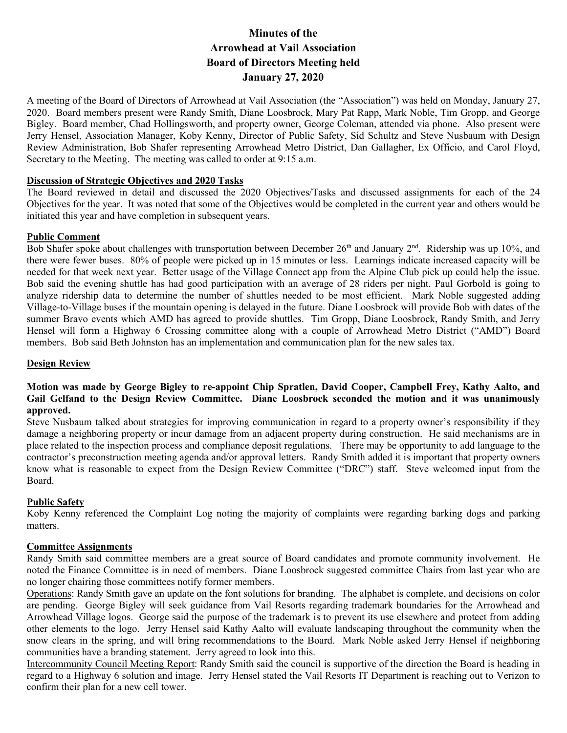# Minutes of the Arrowhead at Vail Association Board of Directors Meeting held January 27, 2020

A meeting of the Board of Directors of Arrowhead at Vail Association (the "Association") was held on Monday, January 27, 2020. Board members present were Randy Smith, Diane Loosbrock, Mary Pat Rapp, Mark Noble, Tim Gropp, and George Bigley. Board member, Chad Hollingsworth, and property owner, George Coleman, attended via phone. Also present were Jerry Hensel, Association Manager, Koby Kenny, Director of Public Safety, Sid Schultz and Steve Nusbaum with Design Review Administration, Bob Shafer representing Arrowhead Metro District, Dan Gallagher, Ex Officio, and Carol Floyd, Secretary to the Meeting. The meeting was called to order at 9:15 a.m.

**Discussion of Strategic Objectives and 2020 Tasks**

The Board reviewed in detail and discussed the 2020 Objectives/Tasks and discussed assignments for each of the 24 Objectives for the year. It was noted that some of the Objectives would be completed in the current year and others would be initiated this year and have completion in subsequent years.

**Public Comment**

Bob Shafer spoke about challenges with transportation between December 26th and January 2nd. Ridership was up 10%, and there were fewer buses. 80% of people were picked up in 15 minutes or less. Learnings indicate increased capacity will be needed for that week next year. Better usage of the Village Connect app from the Alpine Club pick up could help the issue. Bob said the evening shuttle has had good participation with an average of 28 riders per night. Paul Gorbold is going to analyze ridership data to determine the number of shuttles needed to be most efficient. Mark Noble suggested adding Village-to-Village buses if the mountain opening is delayed in the future. Diane Loosbrock will provide Bob with dates of the summer Bravo events which AMD has agreed to provide shuttles. Tim Gropp, Diane Loosbrock, Randy Smith, and Jerry Hensel will form a Highway 6 Crossing committee along with a couple of Arrowhead Metro District ("AMD") Board members. Bob said Beth Johnston has an implementation and communication plan for the new sales tax.

**Design Review**

**Motion was made by George Bigley to re-appoint Chip Spratlen, David Cooper, Campbell Frey, Kathy Aalto, and Gail Gelfand to the Design Review Committee. Diane Loosbrock seconded the motion and it was unanimously approved.**

Steve Nusbaum talked about strategies for improving communication in regard to a property owner's responsibility if they damage a neighboring property or incur damage from an adjacent property during construction. He said mechanisms are in place related to the inspection process and compliance deposit regulations. There may be opportunity to add language to the contractor's preconstruction meeting agenda and/or approval letters. Randy Smith added it is important that property owners know what is reasonable to expect from the Design Review Committee ("DRC") staff. Steve welcomed input from the Board.

**Public Safety**

Koby Kenny referenced the Complaint Log noting the majority of complaints were regarding barking dogs and parking matters.

**Committee Assignments**

Randy Smith said committee members are a great source of Board candidates and promote community involvement. He noted the Finance Committee is in need of members. Diane Loosbrock suggested committee Chairs from last year who are no longer chairing those committees notify former members.

Operations: Randy Smith gave an update on the font solutions for branding. The alphabet is complete, and decisions on color are pending. George Bigley will seek guidance from Vail Resorts regarding trademark boundaries for the Arrowhead and Arrowhead Village logos. George said the purpose of the trademark is to prevent its use elsewhere and protect from adding other elements to the logo. Jerry Hensel said Kathy Aalto will evaluate landscaping throughout the community when the snow clears in the spring, and will bring recommendations to the Board. Mark Noble asked Jerry Hensel if neighboring communities have a branding statement. Jerry agreed to look into this.

Intercommunity Council Meeting Report: Randy Smith said the council is supportive of the direction the Board is heading in regard to a Highway 6 solution and image. Jerry Hensel stated the Vail Resorts IT Department is reaching out to Verizon to confirm their plan for a new cell tower.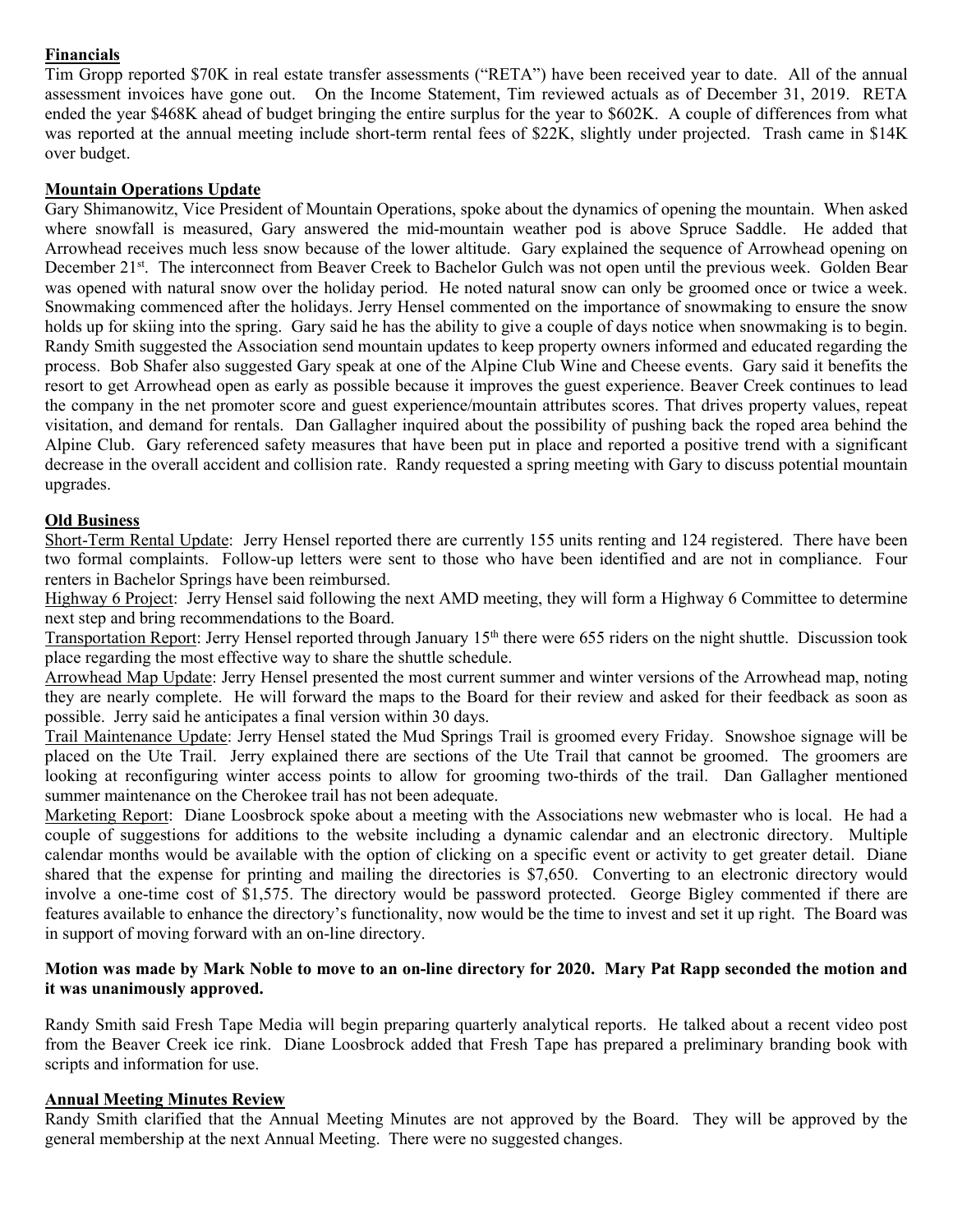## Financials

Tim Gropp reported $70K in real estate transfer assessments ("RETA") have been received year to date. All of the annual assessment invoices have gone out. On the Income Statement, Tim reviewed actuals as of December 31, 2019. RETA ended the year $468K ahead of budget bringing the entire surplus for the year to $602K. A couple of differences from what was reported at the annual meeting include short-term rental fees of $22K, slightly under projected. Trash came in $14K over budget.

## Mountain Operations Update

Gary Shimanowitz, Vice President of Mountain Operations, spoke about the dynamics of opening the mountain. When asked where snowfall is measured, Gary answered the mid-mountain weather pod is above Spruce Saddle. He added that Arrowhead receives much less snow because of the lower altitude. Gary explained the sequence of Arrowhead opening on December 21st. The interconnect from Beaver Creek to Bachelor Gulch was not open until the previous week. Golden Bear was opened with natural snow over the holiday period. He noted natural snow can only be groomed once or twice a week. Snowmaking commenced after the holidays. Jerry Hensel commented on the importance of snowmaking to ensure the snow holds up for skiing into the spring. Gary said he has the ability to give a couple of days notice when snowmaking is to begin. Randy Smith suggested the Association send mountain updates to keep property owners informed and educated regarding the process. Bob Shafer also suggested Gary speak at one of the Alpine Club Wine and Cheese events. Gary said it benefits the resort to get Arrowhead open as early as possible because it improves the guest experience. Beaver Creek continues to lead the company in the net promoter score and guest experience/mountain attributes scores. That drives property values, repeat visitation, and demand for rentals. Dan Gallagher inquired about the possibility of pushing back the roped area behind the Alpine Club. Gary referenced safety measures that have been put in place and reported a positive trend with a significant decrease in the overall accident and collision rate. Randy requested a spring meeting with Gary to discuss potential mountain upgrades.

## Old Business

Short-Term Rental Update: Jerry Hensel reported there are currently 155 units renting and 124 registered. There have been two formal complaints. Follow-up letters were sent to those who have been identified and are not in compliance. Four renters in Bachelor Springs have been reimbursed.

Highway 6 Project: Jerry Hensel said following the next AMD meeting, they will form a Highway 6 Committee to determine next step and bring recommendations to the Board.

Transportation Report: Jerry Hensel reported through January 15th there were 655 riders on the night shuttle. Discussion took place regarding the most effective way to share the shuttle schedule.

Arrowhead Map Update: Jerry Hensel presented the most current summer and winter versions of the Arrowhead map, noting they are nearly complete. He will forward the maps to the Board for their review and asked for their feedback as soon as possible. Jerry said he anticipates a final version within 30 days.

Trail Maintenance Update: Jerry Hensel stated the Mud Springs Trail is groomed every Friday. Snowshoe signage will be placed on the Ute Trail. Jerry explained there are sections of the Ute Trail that cannot be groomed. The groomers are looking at reconfiguring winter access points to allow for grooming two-thirds of the trail. Dan Gallagher mentioned summer maintenance on the Cherokee trail has not been adequate.

Marketing Report: Diane Loosbrock spoke about a meeting with the Associations new webmaster who is local. He had a couple of suggestions for additions to the website including a dynamic calendar and an electronic directory. Multiple calendar months would be available with the option of clicking on a specific event or activity to get greater detail. Diane shared that the expense for printing and mailing the directories is $7,650. Converting to an electronic directory would involve a one-time cost of $1,575. The directory would be password protected. George Bigley commented if there are features available to enhance the directory's functionality, now would be the time to invest and set it up right. The Board was in support of moving forward with an on-line directory.

**Motion was made by Mark Noble to move to an on-line directory for 2020. Mary Pat Rapp seconded the motion and it was unanimously approved.**

Randy Smith said Fresh Tape Media will begin preparing quarterly analytical reports. He talked about a recent video post from the Beaver Creek ice rink. Diane Loosbrock added that Fresh Tape has prepared a preliminary branding book with scripts and information for use.

## Annual Meeting Minutes Review

Randy Smith clarified that the Annual Meeting Minutes are not approved by the Board. They will be approved by the general membership at the next Annual Meeting. There were no suggested changes.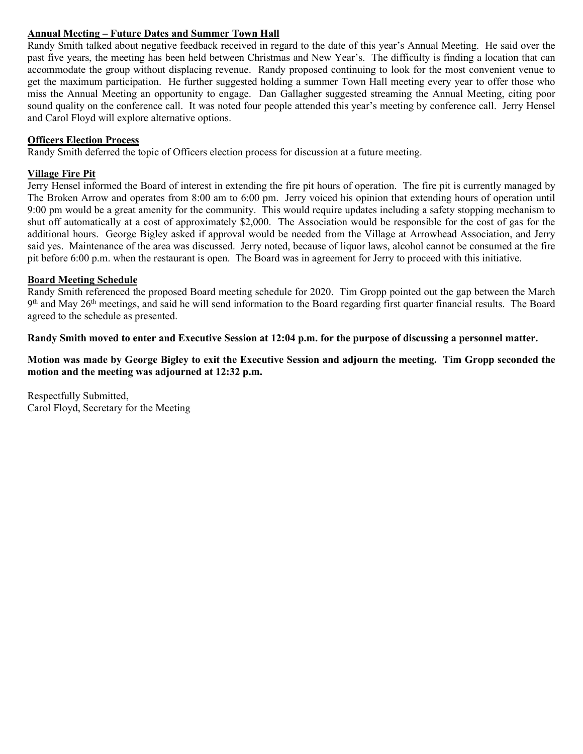**Annual Meeting – Future Dates and Summer Town Hall**

Randy Smith talked about negative feedback received in regard to the date of this year's Annual Meeting. He said over the past five years, the meeting has been held between Christmas and New Year's. The difficulty is finding a location that can accommodate the group without displacing revenue. Randy proposed continuing to look for the most convenient venue to get the maximum participation. He further suggested holding a summer Town Hall meeting every year to offer those who miss the Annual Meeting an opportunity to engage. Dan Gallagher suggested streaming the Annual Meeting, citing poor sound quality on the conference call. It was noted four people attended this year's meeting by conference call. Jerry Hensel and Carol Floyd will explore alternative options.

**Officers Election Process**

Randy Smith deferred the topic of Officers election process for discussion at a future meeting.

**Village Fire Pit**

Jerry Hensel informed the Board of interest in extending the fire pit hours of operation. The fire pit is currently managed by The Broken Arrow and operates from 8:00 am to 6:00 pm. Jerry voiced his opinion that extending hours of operation until 9:00 pm would be a great amenity for the community. This would require updates including a safety stopping mechanism to shut off automatically at a cost of approximately $2,000. The Association would be responsible for the cost of gas for the additional hours. George Bigley asked if approval would be needed from the Village at Arrowhead Association, and Jerry said yes. Maintenance of the area was discussed. Jerry noted, because of liquor laws, alcohol cannot be consumed at the fire pit before 6:00 p.m. when the restaurant is open. The Board was in agreement for Jerry to proceed with this initiative.

**Board Meeting Schedule**

Randy Smith referenced the proposed Board meeting schedule for 2020. Tim Gropp pointed out the gap between the March 9th and May 26th meetings, and said he will send information to the Board regarding first quarter financial results. The Board agreed to the schedule as presented.

**Randy Smith moved to enter and Executive Session at 12:04 p.m. for the purpose of discussing a personnel matter.**

**Motion was made by George Bigley to exit the Executive Session and adjourn the meeting. Tim Gropp seconded the motion and the meeting was adjourned at 12:32 p.m.**

Respectfully Submitted,
Carol Floyd, Secretary for the Meeting